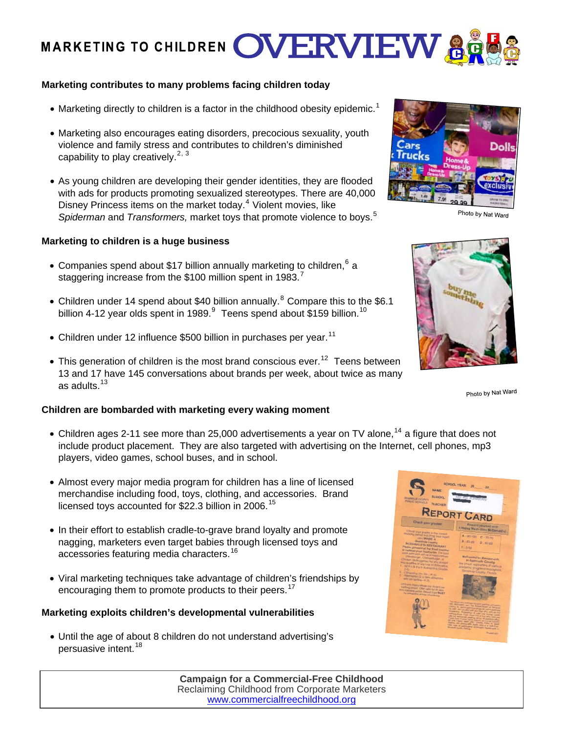# MARKETING TO CHILDREN OVERVIEW

### Marketing contributes to many problems facing children today

- Marketing directly to children is a factor in the childhood obesity epidemic.[1]
- Marketing also encourages eating disorders, precocious sexuality, youth violence and family stress and contributes to children's diminished capability to play creatively.[2, 3]
- As young children are developing their gender identities, they are flooded with ads for products promoting sexualized stereotypes. There are 40,000 Disney Princess items on the market today.[4] Violent movies, like *Spiderman* and *Transformers,* market toys that promote violence to boys.[5]

Photo by Nat Ward

### Marketing to children is a huge business

- Companies spend about $17 billion annually marketing to children,[6] a staggering increase from the $100 million spent in 1983.[7]
- Children under 14 spend about $40 billion annually.[8] Compare this to the $6.1 billion 4-12 year olds spent in 1989.[9] Teens spend about $159 billion.[10]
- Children under 12 influence $500 billion in purchases per year.[11]
- This generation of children is the most brand conscious ever.[12] Teens between 13 and 17 have 145 conversations about brands per week, about twice as many as adults.[13]

Photo by Nat Ward

### Children are bombarded with marketing every waking moment

- Children ages 2-11 see more than 25,000 advertisements a year on TV alone,[14] a figure that does not include product placement. They are also targeted with advertising on the Internet, cell phones, mp3 players, video games, school buses, and in school.
- Almost every major media program for children has a line of licensed merchandise including food, toys, clothing, and accessories. Brand licensed toys accounted for $22.3 billion in 2006.[15]
- In their effort to establish cradle-to-grave brand loyalty and promote nagging, marketers even target babies through licensed toys and accessories featuring media characters.[16]
- Viral marketing techniques take advantage of children's friendships by encouraging them to promote products to their peers.[17]

### Marketing exploits children's developmental vulnerabilities

- Until the age of about 8 children do not understand advertising's persuasive intent.[18]

**Campaign for a Commercial-Free Childhood**
Reclaiming Childhood from Corporate Marketers
www.commercialfreechildhood.org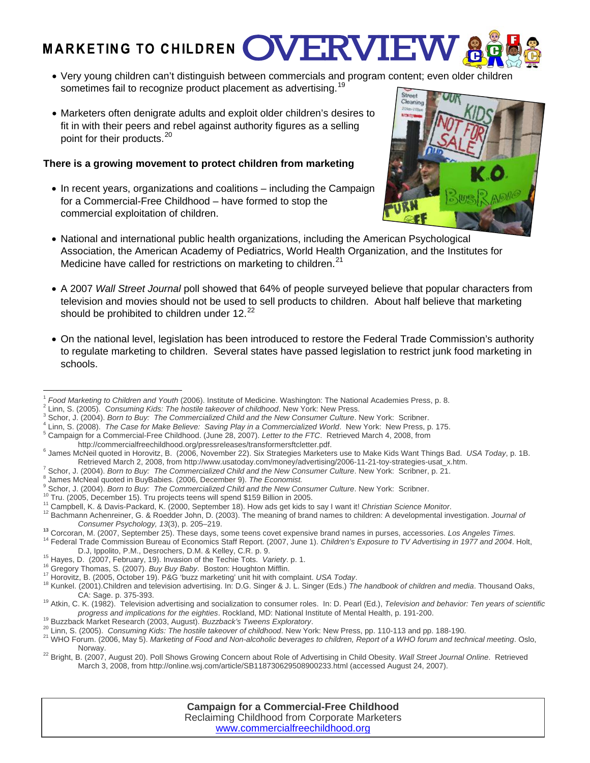# MARKETING TO CHILDREN OVERVIEW

- Very young children can't distinguish between commercials and program content; even older children sometimes fail to recognize product placement as advertising.[19]
- Marketers often denigrate adults and exploit older children's desires to fit in with their peers and rebel against authority figures as a selling point for their products.[20]

**There is a growing movement to protect children from marketing**

- In recent years, organizations and coalitions – including the Campaign for a Commercial-Free Childhood – have formed to stop the commercial exploitation of children.
- National and international public health organizations, including the American Psychological Association, the American Academy of Pediatrics, World Health Organization, and the Institutes for Medicine have called for restrictions on marketing to children.[21]
- A 2007 *Wall Street Journal* poll showed that 64% of people surveyed believe that popular characters from television and movies should not be used to sell products to children. About half believe that marketing should be prohibited to children under 12.[22]
- On the national level, legislation has been introduced to restore the Federal Trade Commission's authority to regulate marketing to children. Several states have passed legislation to restrict junk food marketing in schools.

---

[1] *Food Marketing to Children and Youth* (2006). Institute of Medicine. Washington: The National Academies Press, p. 8.
[2] Linn, S. (2005). *Consuming Kids: The hostile takeover of childhood*. New York: New Press.
[3] Schor, J. (2004). *Born to Buy: The Commercialized Child and the New Consumer Culture*. New York: Scribner.
[4] Linn, S. (2008). *The Case for Make Believe: Saving Play in a Commercialized World*. New York: New Press, p. 175.
[5] Campaign for a Commercial-Free Childhood. (June 28, 2007). *Letter to the FTC*. Retrieved March 4, 2008, from http://commercialfreechildhood.org/pressreleases/transformersftcletter.pdf.
[6] James McNeil quoted in Horovitz, B. (2006, November 22). Six Strategies Marketers use to Make Kids Want Things Bad. *USA Today*, p. 1B. Retrieved March 2, 2008, from http://www.usatoday.com/money/advertising/2006-11-21-toy-strategies-usat_x.htm.
[7] Schor, J. (2004). *Born to Buy: The Commercialized Child and the New Consumer Culture*. New York: Scribner, p. 21.
[8] James McNeal quoted in BuyBabies. (2006, December 9). *The Economist.*
[9] Schor, J. (2004). *Born to Buy: The Commercialized Child and the New Consumer Culture*. New York: Scribner.
[10] Tru. (2005, December 15). Tru projects teens will spend $159 Billion in 2005.
[11] Campbell, K. & Davis-Packard, K. (2000, September 18). How ads get kids to say I want it! *Christian Science Monitor*.
[12] Bachmann Achenreiner, G. & Roedder John, D. (2003). The meaning of brand names to children: A developmental investigation. *Journal of Consumer Psychology, 13*(3), p. 205–219.
[13] Corcoran, M. (2007, September 25). These days, some teens covet expensive brand names in purses, accessories. *Los Angeles Times.*
[14] Federal Trade Commission Bureau of Economics Staff Report. (2007, June 1). *Children's Exposure to TV Advertising in 1977 and 2004*. Holt, D.J, Ippolito, P.M., Desrochers, D.M. & Kelley, C.R. p. 9.
[15] Hayes, D. (2007, February, 19). Invasion of the Techie Tots. *Variety*. p. 1.
[16] Gregory Thomas, S. (2007). *Buy Buy Baby*. Boston: Houghton Mifflin.
[17] Horovitz, B. (2005, October 19). P&G 'buzz marketing' unit hit with complaint. *USA Today*.
[18] Kunkel. (2001).Children and television advertising. In: D.G. Singer & J. L. Singer (Eds.) *The handbook of children and media*. Thousand Oaks, CA: Sage. p. 375-393.
[19] Atkin, C. K. (1982). Television advertising and socialization to consumer roles. In: D. Pearl (Ed.), *Television and behavior: Ten years of scientific progress and implications for the eighties*. Rockland, MD: National Institute of Mental Health, p. 191-200.
[19] Buzzback Market Research (2003, August). *Buzzback's Tweens Exploratory*.
[20] Linn, S. (2005). *Consuming Kids: The hostile takeover of childhood*. New York: New Press, pp. 110-113 and pp. 188-190.
[21] WHO Forum. (2006, May 5). *Marketing of Food and Non-alcoholic beverages to children, Report of a WHO forum and technical meeting*. Oslo, Norway.
[22] Bright, B. (2007, August 20). Poll Shows Growing Concern about Role of Advertising in Child Obesity. *Wall Street Journal Online*. Retrieved March 3, 2008, from http://online.wsj.com/article/SB118730629508900233.html (accessed August 24, 2007).

**Campaign for a Commercial-Free Childhood**
Reclaiming Childhood from Corporate Marketers
www.commercialfreechildhood.org